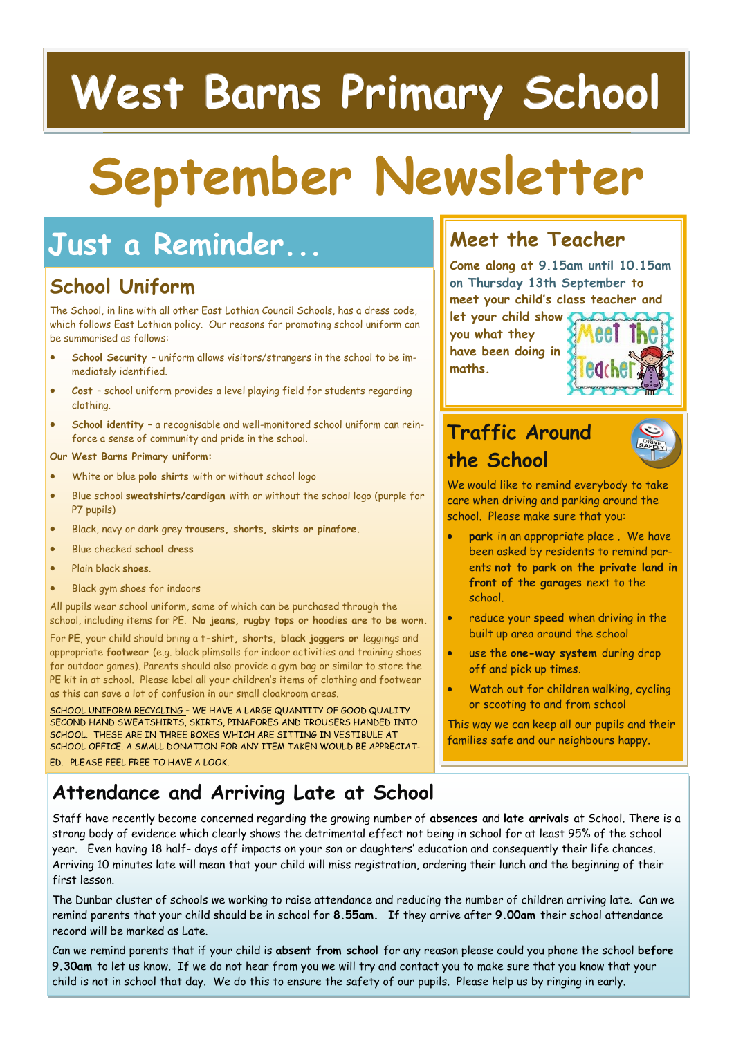# West Barns Primary School

# September Newsletter

## Just a Reminder...

### School Uniform

The School, in line with all other East Lothian Council Schools, has a dress code, which follows East Lothian policy. Our reasons for promoting school uniform can be summarised as follows:

- **School Security** – uniform allows visitors/strangers in the school to be immediately identified.
- **Cost** – school uniform provides a level playing field for students regarding clothing.
- **School identity** – a recognisable and well-monitored school uniform can reinforce a sense of community and pride in the school.

**Our West Barns Primary uniform:**

- White or blue **polo shirts** with or without school logo
- Blue school **sweatshirts/cardigan** with or without the school logo (purple for P7 pupils)
- Black, navy or dark grey **trousers, shorts, skirts or pinafore.**
- Blue checked **school dress**
- Plain black **shoes.**
- Black gym shoes for indoors

All pupils wear school uniform, some of which can be purchased through the school, including items for PE. **No jeans, rugby tops or hoodies are to be worn.**

For **PE**, your child should bring a **t-shirt, shorts, black joggers or** leggings and appropriate **footwear** (e.g. black plimsolls for indoor activities and training shoes for outdoor games). Parents should also provide a gym bag or similar to store the PE kit in at school. Please label all your children's items of clothing and footwear as this can save a lot of confusion in our small cloakroom areas.

SCHOOL UNIFORM RECYCLING – WE HAVE A LARGE QUANTITY OF GOOD QUALITY SECOND HAND SWEATSHIRTS, SKIRTS, PINAFORES AND TROUSERS HANDED INTO SCHOOL. THESE ARE IN THREE BOXES WHICH ARE SITTING IN VESTIBULE AT SCHOOL OFFICE. A SMALL DONATION FOR ANY ITEM TAKEN WOULD BE APPRECIATED. PLEASE FEEL FREE TO HAVE A LOOK.

## Meet the Teacher

Come along at 9.15am until 10.15am on Thursday 13th September to meet your child's class teacher and let your child show you what they have been doing in maths.

## Traffic Around the School

We would like to remind everybody to take care when driving and parking around the school. Please make sure that you:

- **park** in an appropriate place . We have been asked by residents to remind parents **not to park on the private land in front of the garages** next to the school.
- reduce your **speed** when driving in the built up area around the school
- use the **one-way system** during drop off and pick up times.
- Watch out for children walking, cycling or scooting to and from school

This way we can keep all our pupils and their families safe and our neighbours happy.

## Attendance and Arriving Late at School

Staff have recently become concerned regarding the growing number of **absences** and **late arrivals** at School. There is a strong body of evidence which clearly shows the detrimental effect not being in school for at least 95% of the school year. Even having 18 half- days off impacts on your son or daughters' education and consequently their life chances. Arriving 10 minutes late will mean that your child will miss registration, ordering their lunch and the beginning of their first lesson.

The Dunbar cluster of schools we working to raise attendance and reducing the number of children arriving late. Can we remind parents that your child should be in school for **8.55am.** If they arrive after **9.00am** their school attendance record will be marked as Late.

Can we remind parents that if your child is **absent from school** for any reason please could you phone the school **before 9.30am** to let us know. If we do not hear from you we will try and contact you to make sure that you know that your child is not in school that day. We do this to ensure the safety of our pupils. Please help us by ringing in early.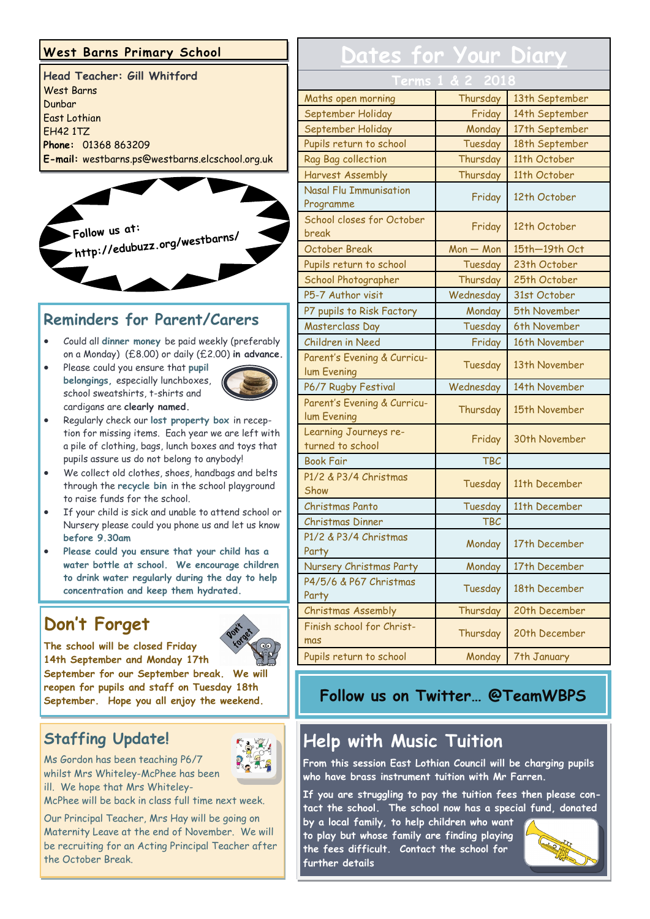## West Barns Primary School

**Head Teacher: Gill Whitford**
West Barns
Dunbar
East Lothian
EH42 1TZ
**Phone:** 01368 863209
**E-mail:** westbarns.ps@westbarns.elcschool.org.uk

Follow us at:
http://edubuzz.org/westbarns/

## Reminders for Parent/Carers

- Could all **dinner money** be paid weekly (preferably on a Monday) (£8.00) or daily (£2.00) **in advance**.
- Please could you ensure that **pupil belongings**, especially lunchboxes, school sweatshirts, t-shirts and cardigans are **clearly named**.
- Regularly check our **lost property box** in reception for missing items. Each year we are left with a pile of clothing, bags, lunch boxes and toys that pupils assure us do not belong to anybody!
- We collect old clothes, shoes, handbags and belts through the **recycle bin** in the school playground to raise funds for the school.
- If your child is sick and unable to attend school or Nursery please could you phone us and let us know **before 9.30am**
- **Please could you ensure that your child has a water bottle at school. We encourage children to drink water regularly during the day to help concentration and keep them hydrated.**

## Don't Forget

**The school will be closed Friday 14th September and Monday 17th September for our September break. We will reopen for pupils and staff on Tuesday 18th September. Hope you all enjoy the weekend.**

## Staffing Update!

Ms Gordon has been teaching P6/7 whilst Mrs Whiteley-McPhee has been ill. We hope that Mrs Whiteley-McPhee will be back in class full time next week.

Our Principal Teacher, Mrs Hay will be going on Maternity Leave at the end of November. We will be recruiting for an Acting Principal Teacher after the October Break.

## Dates for Your Diary

### Terms 1 & 2 2018

| | | |
|---|---|---|
| Maths open morning | Thursday | 13th September |
| September Holiday | Friday | 14th September |
| September Holiday | Monday | 17th September |
| Pupils return to school | Tuesday | 18th September |
| Rag Bag collection | Thursday | 11th October |
| Harvest Assembly | Thursday | 11th October |
| Nasal Flu Immunisation Programme | Friday | 12th October |
| School closes for October break | Friday | 12th October |
| October Break | Mon — Mon | 15th—19th Oct |
| Pupils return to school | Tuesday | 23th October |
| School Photographer | Thursday | 25th October |
| P5-7 Author visit | Wednesday | 31st October |
| P7 pupils to Risk Factory | Monday | 5th November |
| Masterclass Day | Tuesday | 6th November |
| Children in Need | Friday | 16th November |
| Parent's Evening & Curriculum Evening | Tuesday | 13th November |
| P6/7 Rugby Festival | Wednesday | 14th November |
| Parent's Evening & Curriculum Evening | Thursday | 15th November |
| Learning Journeys returned to school | Friday | 30th November |
| Book Fair | TBC | |
| P1/2 & P3/4 Christmas Show | Tuesday | 11th December |
| Christmas Panto | Tuesday | 11th December |
| Christmas Dinner | TBC | |
| P1/2 & P3/4 Christmas Party | Monday | 17th December |
| Nursery Christmas Party | Monday | 17th December |
| P4/5/6 & P67 Christmas Party | Tuesday | 18th December |
| Christmas Assembly | Thursday | 20th December |
| Finish school for Christmas | Thursday | 20th December |
| Pupils return to school | Monday | 7th January |

**Follow us on Twitter… @TeamWBPS**

## Help with Music Tuition

**From this session East Lothian Council will be charging pupils who have brass instrument tuition with Mr Farren.**

**If you are struggling to pay the tuition fees then please contact the school. The school now has a special fund, donated by a local family, to help children who want to play but whose family are finding playing the fees difficult. Contact the school for further details**